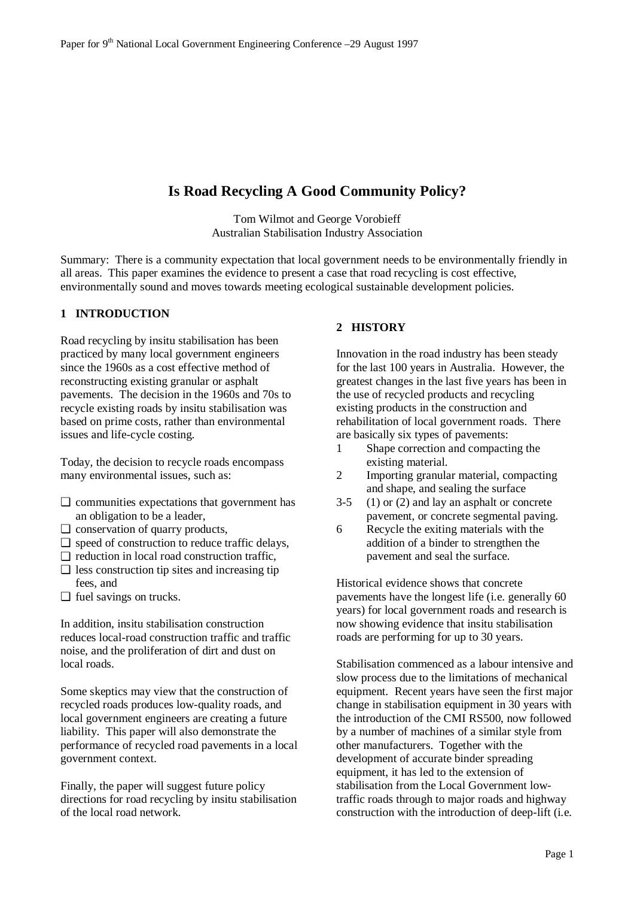# Is Road Recycling A Good Community Policy?

Tom Wilmot and George Vorobieff
Australian Stabilisation Industry Association

Summary: There is a community expectation that local government needs to be environmentally friendly in all areas. This paper examines the evidence to present a case that road recycling is cost effective, environmentally sound and moves towards meeting ecological sustainable development policies.

## 1 INTRODUCTION

Road recycling by insitu stabilisation has been practiced by many local government engineers since the 1960s as a cost effective method of reconstructing existing granular or asphalt pavements. The decision in the 1960s and 70s to recycle existing roads by insitu stabilisation was based on prime costs, rather than environmental issues and life-cycle costing.

Today, the decision to recycle roads encompass many environmental issues, such as:

- communities expectations that government has an obligation to be a leader,
- conservation of quarry products,
- speed of construction to reduce traffic delays,
- reduction in local road construction traffic,
- less construction tip sites and increasing tip fees, and
- fuel savings on trucks.

In addition, insitu stabilisation construction reduces local-road construction traffic and traffic noise, and the proliferation of dirt and dust on local roads.

Some skeptics may view that the construction of recycled roads produces low-quality roads, and local government engineers are creating a future liability. This paper will also demonstrate the performance of recycled road pavements in a local government context.

Finally, the paper will suggest future policy directions for road recycling by insitu stabilisation of the local road network.

## 2 HISTORY

Innovation in the road industry has been steady for the last 100 years in Australia. However, the greatest changes in the last five years has been in the use of recycled products and recycling existing products in the construction and rehabilitation of local government roads. There are basically six types of pavements:

1. Shape correction and compacting the existing material.
2. Importing granular material, compacting and shape, and sealing the surface

3-5 (1) or (2) and lay an asphalt or concrete pavement, or concrete segmental paving.

6. Recycle the exiting materials with the addition of a binder to strengthen the pavement and seal the surface.

Historical evidence shows that concrete pavements have the longest life (i.e. generally 60 years) for local government roads and research is now showing evidence that insitu stabilisation roads are performing for up to 30 years.

Stabilisation commenced as a labour intensive and slow process due to the limitations of mechanical equipment. Recent years have seen the first major change in stabilisation equipment in 30 years with the introduction of the CMI RS500, now followed by a number of machines of a similar style from other manufacturers. Together with the development of accurate binder spreading equipment, it has led to the extension of stabilisation from the Local Government low-traffic roads through to major roads and highway construction with the introduction of deep-lift (i.e.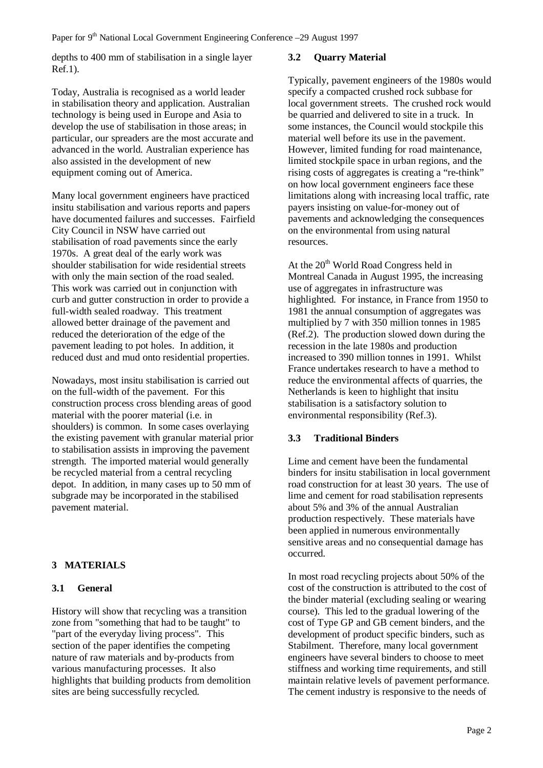depths to 400 mm of stabilisation in a single layer Ref.1).

Today, Australia is recognised as a world leader in stabilisation theory and application. Australian technology is being used in Europe and Asia to develop the use of stabilisation in those areas; in particular, our spreaders are the most accurate and advanced in the world. Australian experience has also assisted in the development of new equipment coming out of America.

Many local government engineers have practiced insitu stabilisation and various reports and papers have documented failures and successes. Fairfield City Council in NSW have carried out stabilisation of road pavements since the early 1970s. A great deal of the early work was shoulder stabilisation for wide residential streets with only the main section of the road sealed. This work was carried out in conjunction with curb and gutter construction in order to provide a full-width sealed roadway. This treatment allowed better drainage of the pavement and reduced the deterioration of the edge of the pavement leading to pot holes. In addition, it reduced dust and mud onto residential properties.

Nowadays, most insitu stabilisation is carried out on the full-width of the pavement. For this construction process cross blending areas of good material with the poorer material (i.e. in shoulders) is common. In some cases overlaying the existing pavement with granular material prior to stabilisation assists in improving the pavement strength. The imported material would generally be recycled material from a central recycling depot. In addition, in many cases up to 50 mm of subgrade may be incorporated in the stabilised pavement material.

## 3 MATERIALS

### 3.1 General

History will show that recycling was a transition zone from "something that had to be taught" to "part of the everyday living process". This section of the paper identifies the competing nature of raw materials and by-products from various manufacturing processes. It also highlights that building products from demolition sites are being successfully recycled.

### 3.2 Quarry Material

Typically, pavement engineers of the 1980s would specify a compacted crushed rock subbase for local government streets. The crushed rock would be quarried and delivered to site in a truck. In some instances, the Council would stockpile this material well before its use in the pavement. However, limited funding for road maintenance, limited stockpile space in urban regions, and the rising costs of aggregates is creating a "re-think" on how local government engineers face these limitations along with increasing local traffic, rate payers insisting on value-for-money out of pavements and acknowledging the consequences on the environmental from using natural resources.

At the 20th World Road Congress held in Montreal Canada in August 1995, the increasing use of aggregates in infrastructure was highlighted. For instance, in France from 1950 to 1981 the annual consumption of aggregates was multiplied by 7 with 350 million tonnes in 1985 (Ref.2). The production slowed down during the recession in the late 1980s and production increased to 390 million tonnes in 1991. Whilst France undertakes research to have a method to reduce the environmental affects of quarries, the Netherlands is keen to highlight that insitu stabilisation is a satisfactory solution to environmental responsibility (Ref.3).

### 3.3 Traditional Binders

Lime and cement have been the fundamental binders for insitu stabilisation in local government road construction for at least 30 years. The use of lime and cement for road stabilisation represents about 5% and 3% of the annual Australian production respectively. These materials have been applied in numerous environmentally sensitive areas and no consequential damage has occurred.

In most road recycling projects about 50% of the cost of the construction is attributed to the cost of the binder material (excluding sealing or wearing course). This led to the gradual lowering of the cost of Type GP and GB cement binders, and the development of product specific binders, such as Stabilment. Therefore, many local government engineers have several binders to choose to meet stiffness and working time requirements, and still maintain relative levels of pavement performance. The cement industry is responsive to the needs of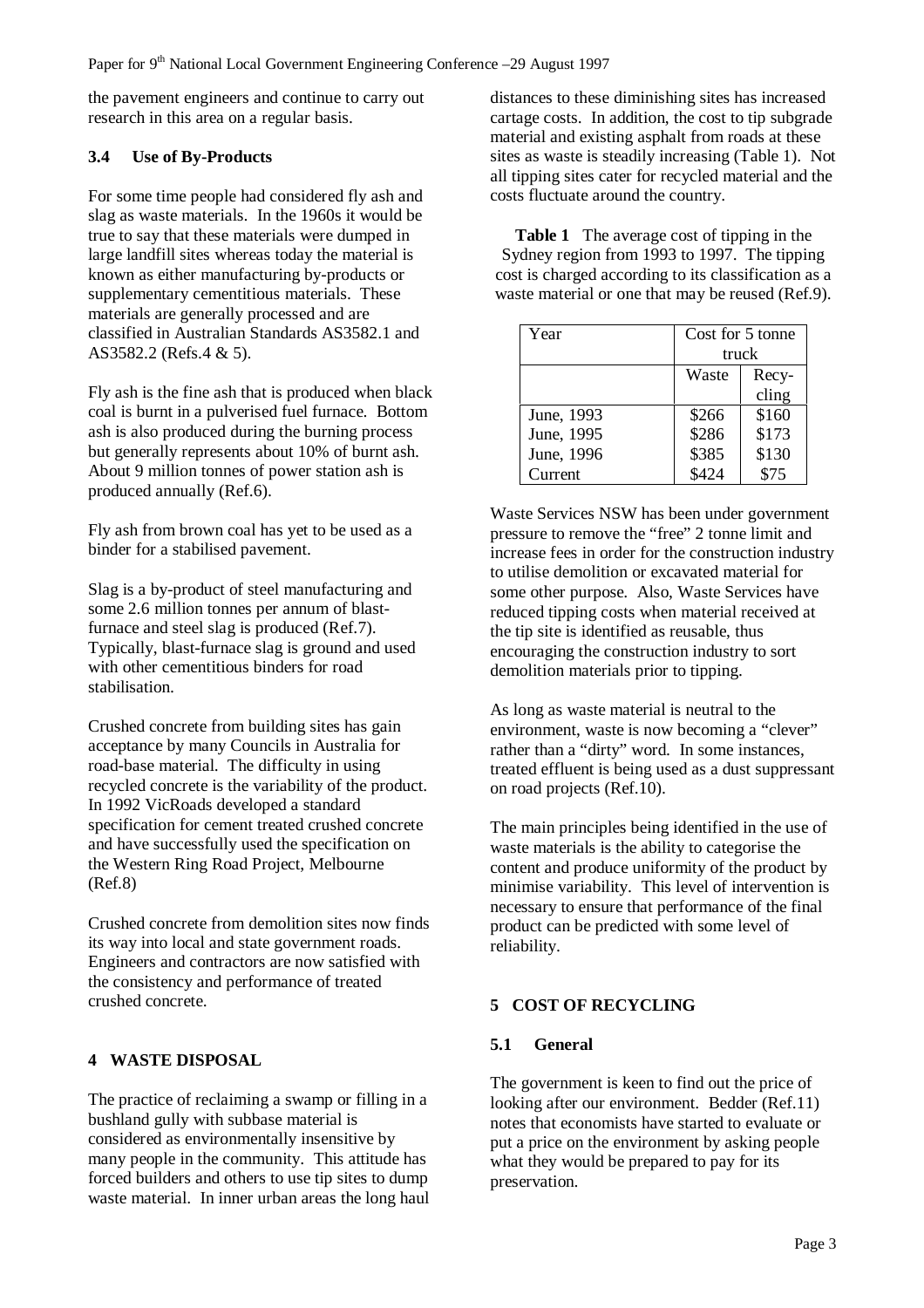the pavement engineers and continue to carry out research in this area on a regular basis.

### 3.4 Use of By-Products

For some time people had considered fly ash and slag as waste materials. In the 1960s it would be true to say that these materials were dumped in large landfill sites whereas today the material is known as either manufacturing by-products or supplementary cementitious materials. These materials are generally processed and are classified in Australian Standards AS3582.1 and AS3582.2 (Refs.4 & 5).

Fly ash is the fine ash that is produced when black coal is burnt in a pulverised fuel furnace. Bottom ash is also produced during the burning process but generally represents about 10% of burnt ash. About 9 million tonnes of power station ash is produced annually (Ref.6).

Fly ash from brown coal has yet to be used as a binder for a stabilised pavement.

Slag is a by-product of steel manufacturing and some 2.6 million tonnes per annum of blast-furnace and steel slag is produced (Ref.7). Typically, blast-furnace slag is ground and used with other cementitious binders for road stabilisation.

Crushed concrete from building sites has gain acceptance by many Councils in Australia for road-base material. The difficulty in using recycled concrete is the variability of the product. In 1992 VicRoads developed a standard specification for cement treated crushed concrete and have successfully used the specification on the Western Ring Road Project, Melbourne (Ref.8)

Crushed concrete from demolition sites now finds its way into local and state government roads. Engineers and contractors are now satisfied with the consistency and performance of treated crushed concrete.

## 4 WASTE DISPOSAL

The practice of reclaiming a swamp or filling in a bushland gully with subbase material is considered as environmentally insensitive by many people in the community. This attitude has forced builders and others to use tip sites to dump waste material. In inner urban areas the long haul distances to these diminishing sites has increased cartage costs. In addition, the cost to tip subgrade material and existing asphalt from roads at these sites as waste is steadily increasing (Table 1). Not all tipping sites cater for recycled material and the costs fluctuate around the country.

**Table 1** The average cost of tipping in the Sydney region from 1993 to 1997. The tipping cost is charged according to its classification as a waste material or one that may be reused (Ref.9).

| Year | Cost for 5 tonne truck | |
|---|---|---|
| | Waste | Recycling |
| June, 1993 | \$266 | \$160 |
| June, 1995 | \$286 | \$173 |
| June, 1996 | \$385 | \$130 |
| Current | \$424 | \$75 |

Waste Services NSW has been under government pressure to remove the "free" 2 tonne limit and increase fees in order for the construction industry to utilise demolition or excavated material for some other purpose. Also, Waste Services have reduced tipping costs when material received at the tip site is identified as reusable, thus encouraging the construction industry to sort demolition materials prior to tipping.

As long as waste material is neutral to the environment, waste is now becoming a "clever" rather than a "dirty" word. In some instances, treated effluent is being used as a dust suppressant on road projects (Ref.10).

The main principles being identified in the use of waste materials is the ability to categorise the content and produce uniformity of the product by minimise variability. This level of intervention is necessary to ensure that performance of the final product can be predicted with some level of reliability.

## 5 COST OF RECYCLING

### 5.1 General

The government is keen to find out the price of looking after our environment. Bedder (Ref.11) notes that economists have started to evaluate or put a price on the environment by asking people what they would be prepared to pay for its preservation.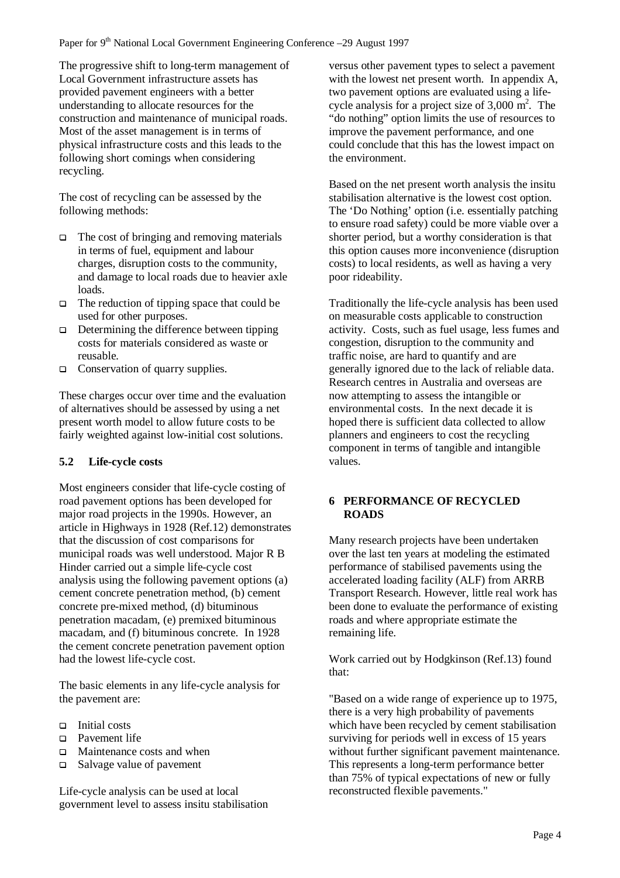The progressive shift to long-term management of Local Government infrastructure assets has provided pavement engineers with a better understanding to allocate resources for the construction and maintenance of municipal roads. Most of the asset management is in terms of physical infrastructure costs and this leads to the following short comings when considering recycling.

The cost of recycling can be assessed by the following methods:

- The cost of bringing and removing materials in terms of fuel, equipment and labour charges, disruption costs to the community, and damage to local roads due to heavier axle loads.
- The reduction of tipping space that could be used for other purposes.
- Determining the difference between tipping costs for materials considered as waste or reusable.
- Conservation of quarry supplies.

These charges occur over time and the evaluation of alternatives should be assessed by using a net present worth model to allow future costs to be fairly weighted against low-initial cost solutions.

### 5.2 Life-cycle costs

Most engineers consider that life-cycle costing of road pavement options has been developed for major road projects in the 1990s. However, an article in Highways in 1928 (Ref.12) demonstrates that the discussion of cost comparisons for municipal roads was well understood. Major R B Hinder carried out a simple life-cycle cost analysis using the following pavement options (a) cement concrete penetration method, (b) cement concrete pre-mixed method, (d) bituminous penetration macadam, (e) premixed bituminous macadam, and (f) bituminous concrete. In 1928 the cement concrete penetration pavement option had the lowest life-cycle cost.

The basic elements in any life-cycle analysis for the pavement are:

- Initial costs
- Pavement life
- Maintenance costs and when
- Salvage value of pavement

Life-cycle analysis can be used at local government level to assess insitu stabilisation versus other pavement types to select a pavement with the lowest net present worth. In appendix A, two pavement options are evaluated using a life-cycle analysis for a project size of 3,000 $m^2$. The "do nothing" option limits the use of resources to improve the pavement performance, and one could conclude that this has the lowest impact on the environment.

Based on the net present worth analysis the insitu stabilisation alternative is the lowest cost option. The 'Do Nothing' option (i.e. essentially patching to ensure road safety) could be more viable over a shorter period, but a worthy consideration is that this option causes more inconvenience (disruption costs) to local residents, as well as having a very poor rideability.

Traditionally the life-cycle analysis has been used on measurable costs applicable to construction activity. Costs, such as fuel usage, less fumes and congestion, disruption to the community and traffic noise, are hard to quantify and are generally ignored due to the lack of reliable data. Research centres in Australia and overseas are now attempting to assess the intangible or environmental costs. In the next decade it is hoped there is sufficient data collected to allow planners and engineers to cost the recycling component in terms of tangible and intangible values.

## 6 PERFORMANCE OF RECYCLED ROADS

Many research projects have been undertaken over the last ten years at modeling the estimated performance of stabilised pavements using the accelerated loading facility (ALF) from ARRB Transport Research. However, little real work has been done to evaluate the performance of existing roads and where appropriate estimate the remaining life.

Work carried out by Hodgkinson (Ref.13) found that:

"Based on a wide range of experience up to 1975, there is a very high probability of pavements which have been recycled by cement stabilisation surviving for periods well in excess of 15 years without further significant pavement maintenance. This represents a long-term performance better than 75% of typical expectations of new or fully reconstructed flexible pavements."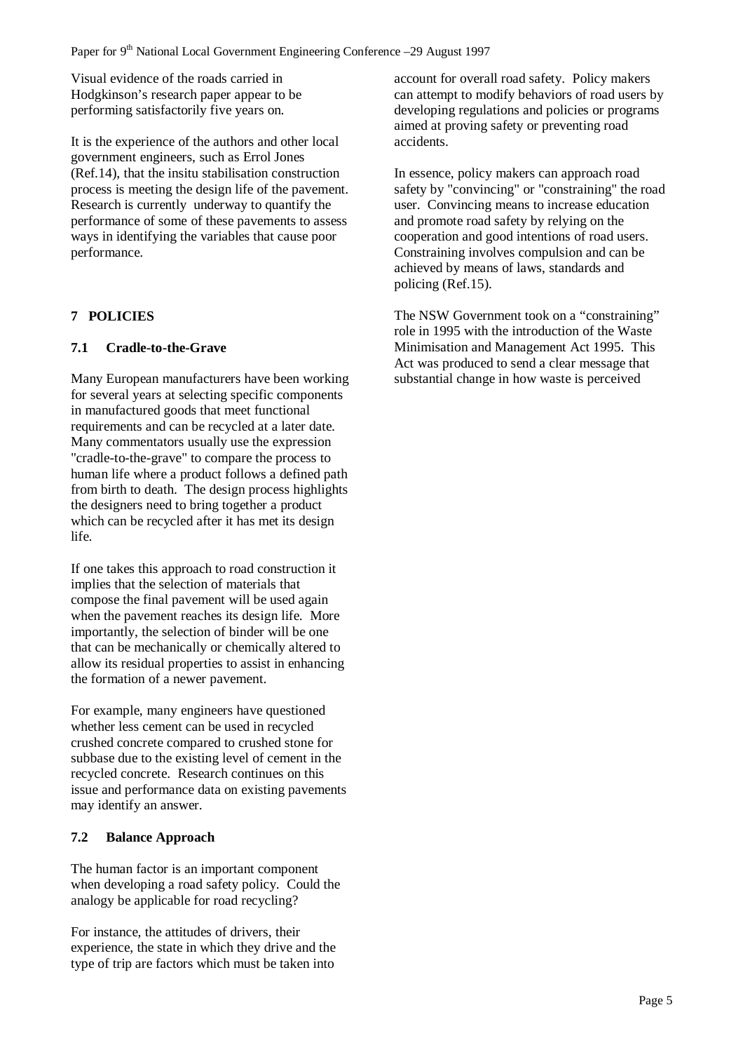Visual evidence of the roads carried in Hodgkinson's research paper appear to be performing satisfactorily five years on.

It is the experience of the authors and other local government engineers, such as Errol Jones (Ref.14), that the insitu stabilisation construction process is meeting the design life of the pavement. Research is currently underway to quantify the performance of some of these pavements to assess ways in identifying the variables that cause poor performance.

## 7 POLICIES

### 7.1 Cradle-to-the-Grave

Many European manufacturers have been working for several years at selecting specific components in manufactured goods that meet functional requirements and can be recycled at a later date. Many commentators usually use the expression "cradle-to-the-grave" to compare the process to human life where a product follows a defined path from birth to death. The design process highlights the designers need to bring together a product which can be recycled after it has met its design life.

If one takes this approach to road construction it implies that the selection of materials that compose the final pavement will be used again when the pavement reaches its design life. More importantly, the selection of binder will be one that can be mechanically or chemically altered to allow its residual properties to assist in enhancing the formation of a newer pavement.

For example, many engineers have questioned whether less cement can be used in recycled crushed concrete compared to crushed stone for subbase due to the existing level of cement in the recycled concrete. Research continues on this issue and performance data on existing pavements may identify an answer.

### 7.2 Balance Approach

The human factor is an important component when developing a road safety policy. Could the analogy be applicable for road recycling?

For instance, the attitudes of drivers, their experience, the state in which they drive and the type of trip are factors which must be taken into account for overall road safety. Policy makers can attempt to modify behaviors of road users by developing regulations and policies or programs aimed at proving safety or preventing road accidents.

In essence, policy makers can approach road safety by "convincing" or "constraining" the road user. Convincing means to increase education and promote road safety by relying on the cooperation and good intentions of road users. Constraining involves compulsion and can be achieved by means of laws, standards and policing (Ref.15).

The NSW Government took on a "constraining" role in 1995 with the introduction of the Waste Minimisation and Management Act 1995. This Act was produced to send a clear message that substantial change in how waste is perceived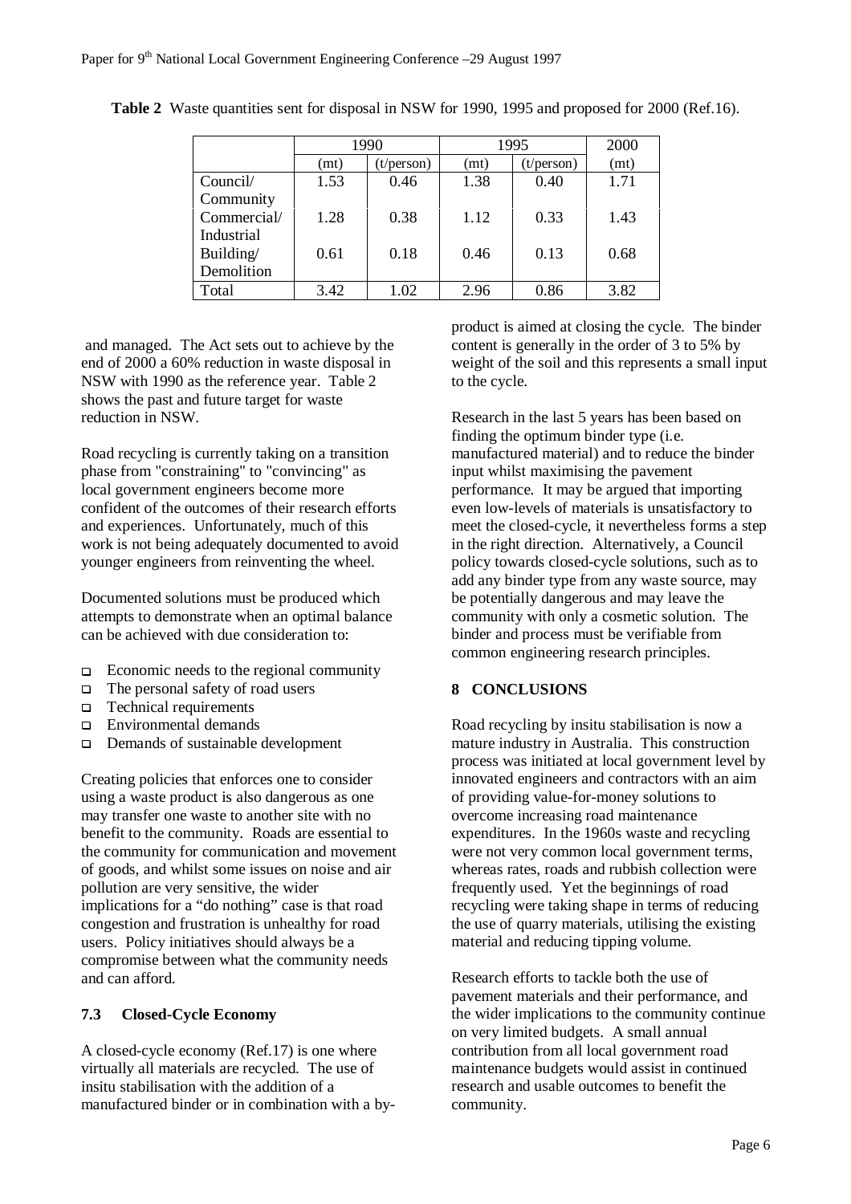**Table 2** Waste quantities sent for disposal in NSW for 1990, 1995 and proposed for 2000 (Ref.16).

| | 1990 | | 1995 | | 2000 |
|---|---|---|---|---|---|
| | (mt) | (t/person) | (mt) | (t/person) | (mt) |
| Council/ Community | 1.53 | 0.46 | 1.38 | 0.40 | 1.71 |
| Commercial/ Industrial | 1.28 | 0.38 | 1.12 | 0.33 | 1.43 |
| Building/ Demolition | 0.61 | 0.18 | 0.46 | 0.13 | 0.68 |
| Total | 3.42 | 1.02 | 2.96 | 0.86 | 3.82 |

and managed. The Act sets out to achieve by the end of 2000 a 60% reduction in waste disposal in NSW with 1990 as the reference year. Table 2 shows the past and future target for waste reduction in NSW.

Road recycling is currently taking on a transition phase from "constraining" to "convincing" as local government engineers become more confident of the outcomes of their research efforts and experiences. Unfortunately, much of this work is not being adequately documented to avoid younger engineers from reinventing the wheel.

Documented solutions must be produced which attempts to demonstrate when an optimal balance can be achieved with due consideration to:

- Economic needs to the regional community
- The personal safety of road users
- Technical requirements
- Environmental demands
- Demands of sustainable development

Creating policies that enforces one to consider using a waste product is also dangerous as one may transfer one waste to another site with no benefit to the community. Roads are essential to the community for communication and movement of goods, and whilst some issues on noise and air pollution are very sensitive, the wider implications for a "do nothing" case is that road congestion and frustration is unhealthy for road users. Policy initiatives should always be a compromise between what the community needs and can afford.

### 7.3 Closed-Cycle Economy

A closed-cycle economy (Ref.17) is one where virtually all materials are recycled. The use of insitu stabilisation with the addition of a manufactured binder or in combination with a by-product is aimed at closing the cycle. The binder content is generally in the order of 3 to 5% by weight of the soil and this represents a small input to the cycle.

Research in the last 5 years has been based on finding the optimum binder type (i.e. manufactured material) and to reduce the binder input whilst maximising the pavement performance. It may be argued that importing even low-levels of materials is unsatisfactory to meet the closed-cycle, it nevertheless forms a step in the right direction. Alternatively, a Council policy towards closed-cycle solutions, such as to add any binder type from any waste source, may be potentially dangerous and may leave the community with only a cosmetic solution. The binder and process must be verifiable from common engineering research principles.

## 8 CONCLUSIONS

Road recycling by insitu stabilisation is now a mature industry in Australia. This construction process was initiated at local government level by innovated engineers and contractors with an aim of providing value-for-money solutions to overcome increasing road maintenance expenditures. In the 1960s waste and recycling were not very common local government terms, whereas rates, roads and rubbish collection were frequently used. Yet the beginnings of road recycling were taking shape in terms of reducing the use of quarry materials, utilising the existing material and reducing tipping volume.

Research efforts to tackle both the use of pavement materials and their performance, and the wider implications to the community continue on very limited budgets. A small annual contribution from all local government road maintenance budgets would assist in continued research and usable outcomes to benefit the community.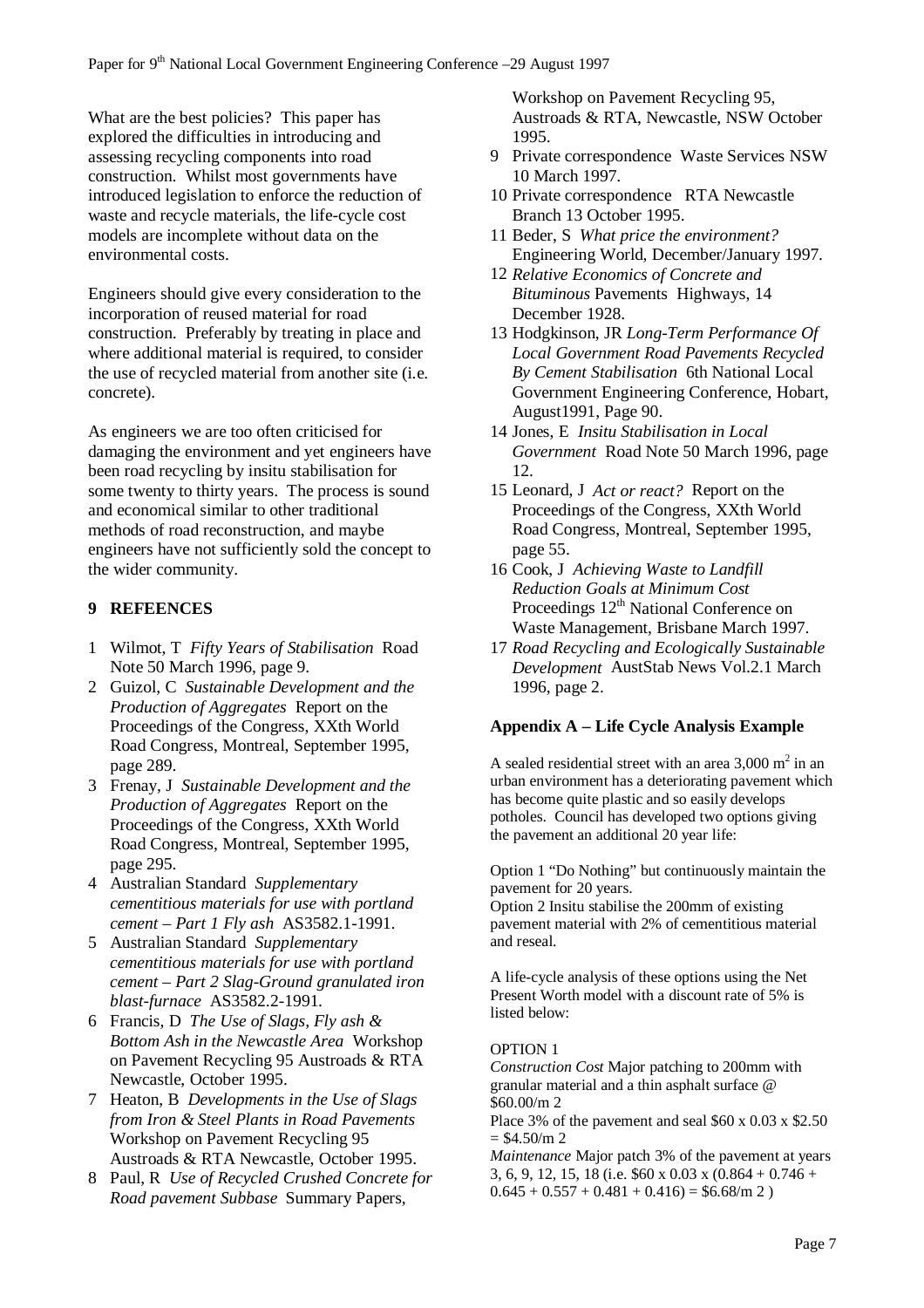What are the best policies? This paper has explored the difficulties in introducing and assessing recycling components into road construction. Whilst most governments have introduced legislation to enforce the reduction of waste and recycle materials, the life-cycle cost models are incomplete without data on the environmental costs.

Engineers should give every consideration to the incorporation of reused material for road construction. Preferably by treating in place and where additional material is required, to consider the use of recycled material from another site (i.e. concrete).

As engineers we are too often criticised for damaging the environment and yet engineers have been road recycling by insitu stabilisation for some twenty to thirty years. The process is sound and economical similar to other traditional methods of road reconstruction, and maybe engineers have not sufficiently sold the concept to the wider community.

## 9 REFEENCES

1. Wilmot, T *Fifty Years of Stabilisation* Road Note 50 March 1996, page 9.
2. Guizol, C *Sustainable Development and the Production of Aggregates* Report on the Proceedings of the Congress, XXth World Road Congress, Montreal, September 1995, page 289.
3. Frenay, J *Sustainable Development and the Production of Aggregates* Report on the Proceedings of the Congress, XXth World Road Congress, Montreal, September 1995, page 295.
4. Australian Standard *Supplementary cementitious materials for use with portland cement – Part 1 Fly ash* AS3582.1-1991.
5. Australian Standard *Supplementary cementitious materials for use with portland cement – Part 2 Slag-Ground granulated iron blast-furnace* AS3582.2-1991.
6. Francis, D *The Use of Slags, Fly ash & Bottom Ash in the Newcastle Area* Workshop on Pavement Recycling 95 Austroads & RTA Newcastle, October 1995.
7. Heaton, B *Developments in the Use of Slags from Iron & Steel Plants in Road Pavements* Workshop on Pavement Recycling 95 Austroads & RTA Newcastle, October 1995.
8. Paul, R *Use of Recycled Crushed Concrete for Road pavement Subbase* Summary Papers, Workshop on Pavement Recycling 95, Austroads & RTA, Newcastle, NSW October 1995.
9. Private correspondence Waste Services NSW 10 March 1997.
10. Private correspondence RTA Newcastle Branch 13 October 1995.
11. Beder, S *What price the environment?* Engineering World, December/January 1997.
12. *Relative Economics of Concrete and Bituminous* Pavements Highways, 14 December 1928.
13. Hodgkinson, JR *Long-Term Performance Of Local Government Road Pavements Recycled By Cement Stabilisation* 6th National Local Government Engineering Conference, Hobart, August1991, Page 90.
14. Jones, E *Insitu Stabilisation in Local Government* Road Note 50 March 1996, page 12.
15. Leonard, J *Act or react?* Report on the Proceedings of the Congress, XXth World Road Congress, Montreal, September 1995, page 55.
16. Cook, J *Achieving Waste to Landfill Reduction Goals at Minimum Cost* Proceedings 12th National Conference on Waste Management, Brisbane March 1997.
17. *Road Recycling and Ecologically Sustainable Development* AustStab News Vol.2.1 March 1996, page 2.

## Appendix A – Life Cycle Analysis Example

A sealed residential street with an area 3,000 m$^2$ in an urban environment has a deteriorating pavement which has become quite plastic and so easily develops potholes. Council has developed two options giving the pavement an additional 20 year life:

Option 1 "Do Nothing" but continuously maintain the pavement for 20 years.
Option 2 Insitu stabilise the 200mm of existing pavement material with 2% of cementitious material and reseal.

A life-cycle analysis of these options using the Net Present Worth model with a discount rate of 5% is listed below:

OPTION 1
*Construction Cost* Major patching to 200mm with granular material and a thin asphalt surface @ \$60.00/m 2
Place 3% of the pavement and seal \$60 x 0.03 x \$2.50 = \$4.50/m 2
*Maintenance* Major patch 3% of the pavement at years 3, 6, 9, 12, 15, 18 (i.e. \$60 x 0.03 x (0.864 + 0.746 + 0.645 + 0.557 + 0.481 + 0.416) = \$6.68/m 2 )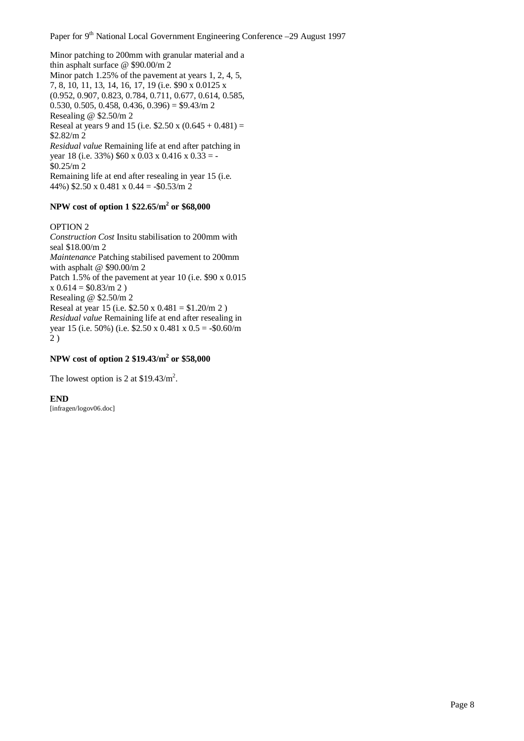Minor patching to 200mm with granular material and a thin asphalt surface @ $90.00/m 2
Minor patch 1.25% of the pavement at years 1, 2, 4, 5, 7, 8, 10, 11, 13, 14, 16, 17, 19 (i.e. $90 x 0.0125 x (0.952, 0.907, 0.823, 0.784, 0.711, 0.677, 0.614, 0.585, 0.530, 0.505, 0.458, 0.436, 0.396) = $9.43/m 2
Resealing @ $2.50/m 2
Reseal at years 9 and 15 (i.e. $2.50 x (0.645 + 0.481) = $2.82/m 2
*Residual value* Remaining life at end after patching in year 18 (i.e. 33%) $60 x 0.03 x 0.416 x 0.33 = -$0.25/m 2
Remaining life at end after resealing in year 15 (i.e. 44%) $2.50 x 0.481 x 0.44 = -$0.53/m 2

**NPW cost of option 1 $22.65/m$^2$ or $68,000**

OPTION 2
*Construction Cost* Insitu stabilisation to 200mm with seal $18.00/m 2
*Maintenance* Patching stabilised pavement to 200mm with asphalt @ $90.00/m 2
Patch 1.5% of the pavement at year 10 (i.e. $90 x 0.015 x 0.614 = $0.83/m 2 )
Resealing @ $2.50/m 2
Reseal at year 15 (i.e. $2.50 x 0.481 = $1.20/m 2 )
*Residual value* Remaining life at end after resealing in year 15 (i.e. 50%) (i.e. $2.50 x 0.481 x 0.5 = -$0.60/m 2 )

**NPW cost of option 2 $19.43/m$^2$ or $58,000**

The lowest option is 2 at $19.43/m$^2$.

**END**
[infragen/logov06.doc]